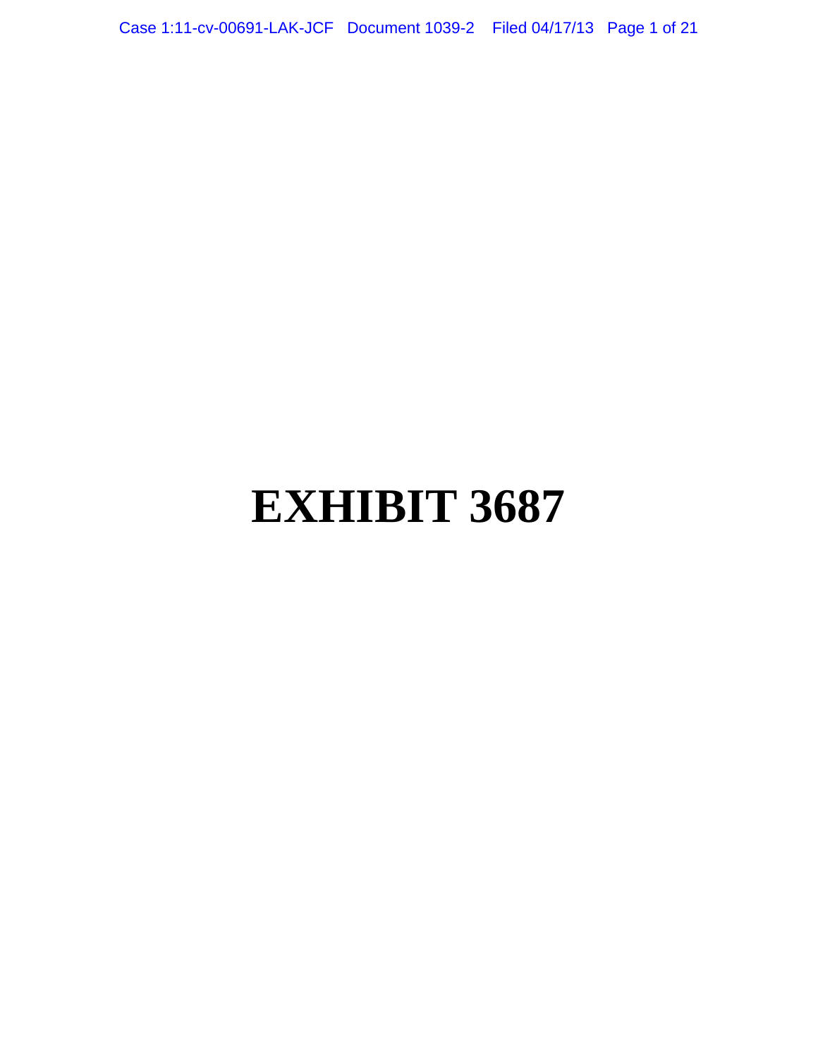# EXHIBIT 3687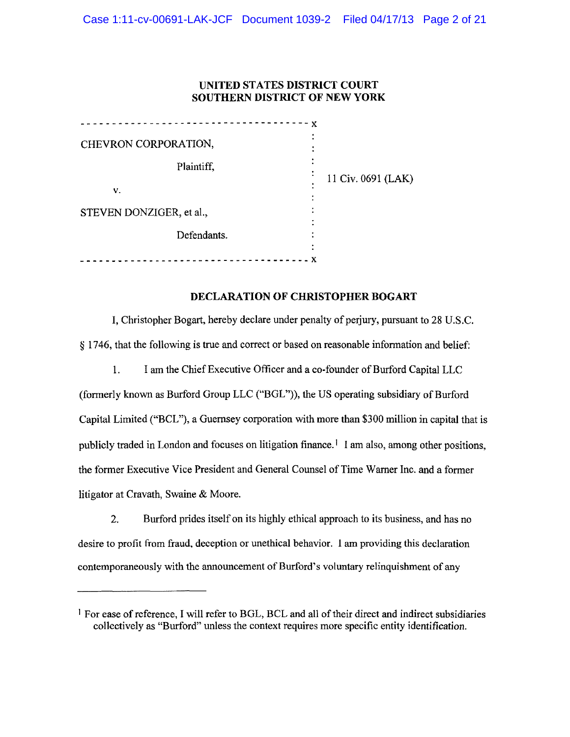**UNITED STATES DISTRICT COURT**
**SOUTHERN DISTRICT OF NEW YORK**

| | |
|---|---|
| CHEVRON CORPORATION,<br><br>Plaintiff,<br><br>v.<br><br>STEVEN DONZIGER, et al.,<br><br>Defendants. | 11 Civ. 0691 (LAK) |

**DECLARATION OF CHRISTOPHER BOGART**

I, Christopher Bogart, hereby declare under penalty of perjury, pursuant to 28 U.S.C. § 1746, that the following is true and correct or based on reasonable information and belief:

1. I am the Chief Executive Officer and a co-founder of Burford Capital LLC (formerly known as Burford Group LLC ("BGL")), the US operating subsidiary of Burford Capital Limited ("BCL"), a Guernsey corporation with more than $300 million in capital that is publicly traded in London and focuses on litigation finance.[1] I am also, among other positions, the former Executive Vice President and General Counsel of Time Warner Inc. and a former litigator at Cravath, Swaine & Moore.

2. Burford prides itself on its highly ethical approach to its business, and has no desire to profit from fraud, deception or unethical behavior. I am providing this declaration contemporaneously with the announcement of Burford's voluntary relinquishment of any

[1] For ease of reference, I will refer to BGL, BCL and all of their direct and indirect subsidiaries collectively as "Burford" unless the context requires more specific entity identification.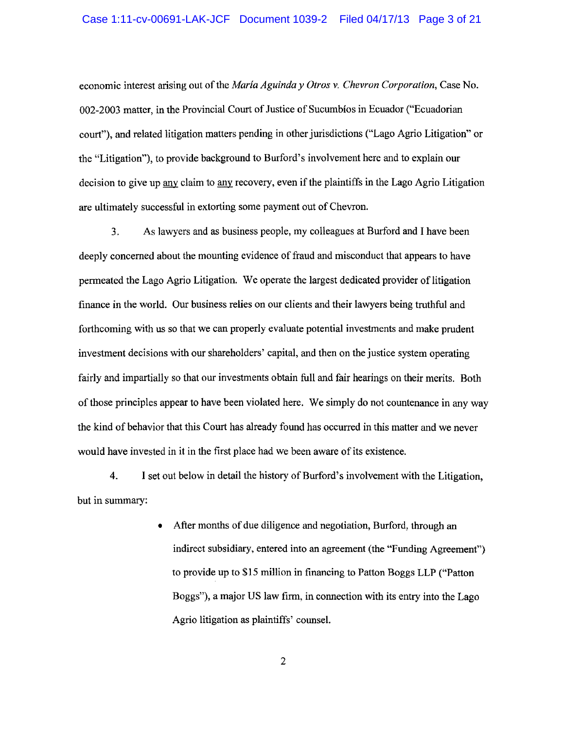economic interest arising out of the *María Aguinda y Otros v. Chevron Corporation*, Case No. 002-2003 matter, in the Provincial Court of Justice of Sucumbíos in Ecuador ("Ecuadorian court"), and related litigation matters pending in other jurisdictions ("Lago Agrio Litigation" or the "Litigation"), to provide background to Burford's involvement here and to explain our decision to give up any claim to any recovery, even if the plaintiffs in the Lago Agrio Litigation are ultimately successful in extorting some payment out of Chevron.

3. As lawyers and as business people, my colleagues at Burford and I have been deeply concerned about the mounting evidence of fraud and misconduct that appears to have permeated the Lago Agrio Litigation. We operate the largest dedicated provider of litigation finance in the world. Our business relies on our clients and their lawyers being truthful and forthcoming with us so that we can properly evaluate potential investments and make prudent investment decisions with our shareholders' capital, and then on the justice system operating fairly and impartially so that our investments obtain full and fair hearings on their merits. Both of those principles appear to have been violated here. We simply do not countenance in any way the kind of behavior that this Court has already found has occurred in this matter and we never would have invested in it in the first place had we been aware of its existence.

4. I set out below in detail the history of Burford's involvement with the Litigation, but in summary:

- After months of due diligence and negotiation, Burford, through an indirect subsidiary, entered into an agreement (the "Funding Agreement") to provide up to $15 million in financing to Patton Boggs LLP ("Patton Boggs"), a major US law firm, in connection with its entry into the Lago Agrio litigation as plaintiffs' counsel.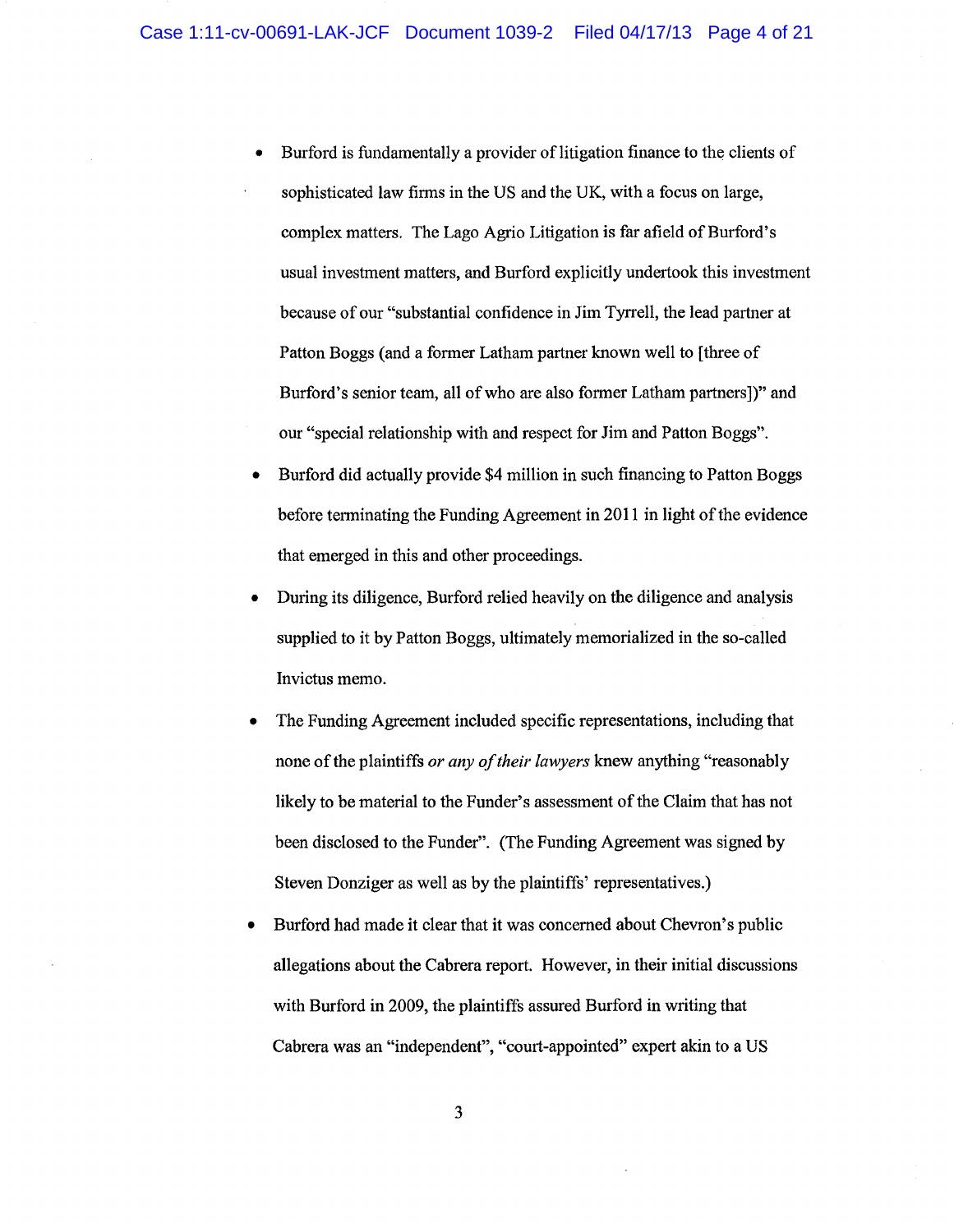- Burford is fundamentally a provider of litigation finance to the clients of sophisticated law firms in the US and the UK, with a focus on large, complex matters. The Lago Agrio Litigation is far afield of Burford's usual investment matters, and Burford explicitly undertook this investment because of our "substantial confidence in Jim Tyrrell, the lead partner at Patton Boggs (and a former Latham partner known well to [three of Burford's senior team, all of who are also former Latham partners])" and our "special relationship with and respect for Jim and Patton Boggs".
- Burford did actually provide $4 million in such financing to Patton Boggs before terminating the Funding Agreement in 2011 in light of the evidence that emerged in this and other proceedings.
- During its diligence, Burford relied heavily on the diligence and analysis supplied to it by Patton Boggs, ultimately memorialized in the so-called Invictus memo.
- The Funding Agreement included specific representations, including that none of the plaintiffs *or any of their lawyers* knew anything "reasonably likely to be material to the Funder's assessment of the Claim that has not been disclosed to the Funder". (The Funding Agreement was signed by Steven Donziger as well as by the plaintiffs' representatives.)
- Burford had made it clear that it was concerned about Chevron's public allegations about the Cabrera report. However, in their initial discussions with Burford in 2009, the plaintiffs assured Burford in writing that Cabrera was an "independent", "court-appointed" expert akin to a US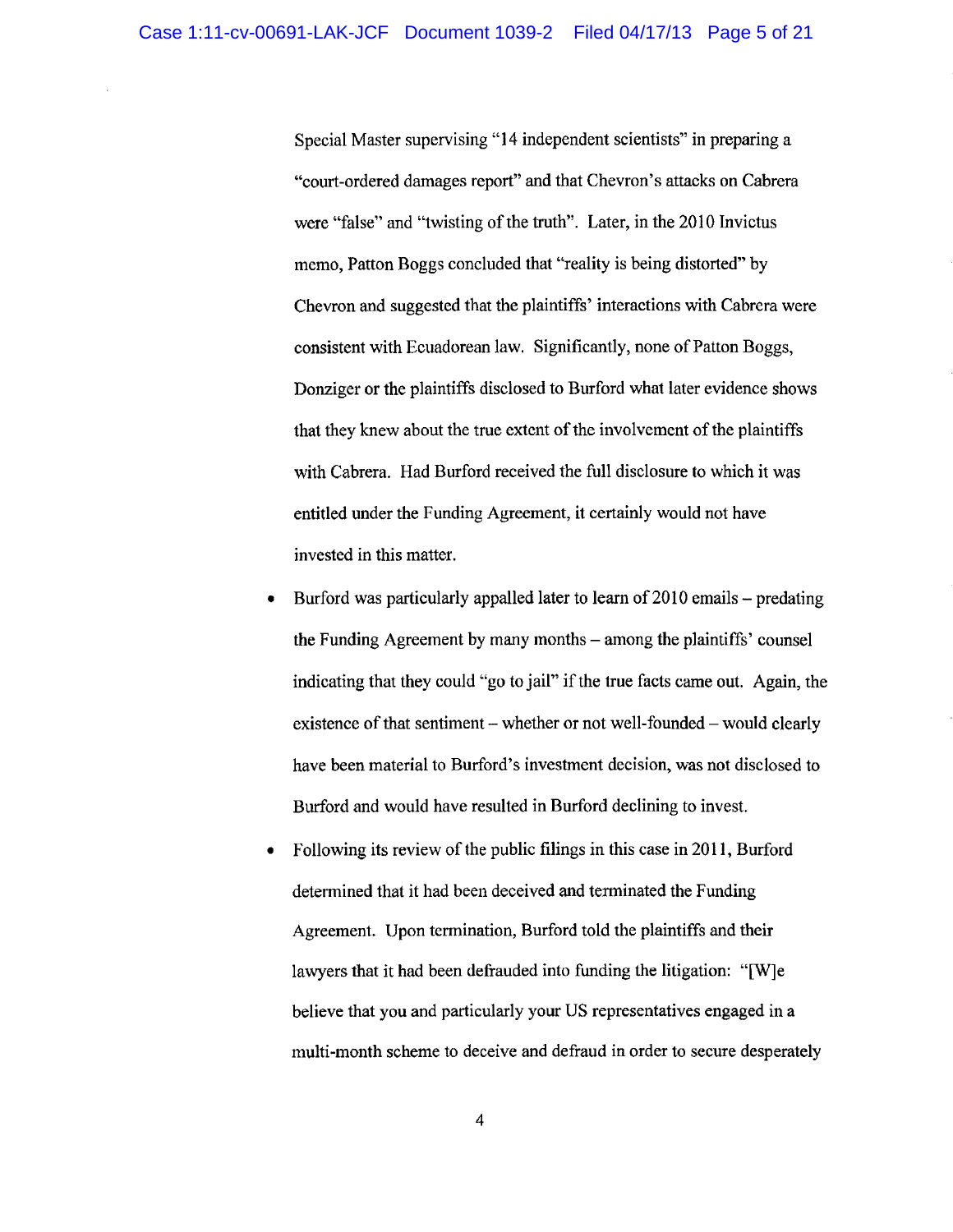Special Master supervising "14 independent scientists" in preparing a "court-ordered damages report" and that Chevron's attacks on Cabrera were "false" and "twisting of the truth". Later, in the 2010 Invictus memo, Patton Boggs concluded that "reality is being distorted" by Chevron and suggested that the plaintiffs' interactions with Cabrera were consistent with Ecuadorean law. Significantly, none of Patton Boggs, Donziger or the plaintiffs disclosed to Burford what later evidence shows that they knew about the true extent of the involvement of the plaintiffs with Cabrera. Had Burford received the full disclosure to which it was entitled under the Funding Agreement, it certainly would not have invested in this matter.

- Burford was particularly appalled later to learn of 2010 emails – predating the Funding Agreement by many months – among the plaintiffs' counsel indicating that they could "go to jail" if the true facts came out. Again, the existence of that sentiment – whether or not well-founded – would clearly have been material to Burford's investment decision, was not disclosed to Burford and would have resulted in Burford declining to invest.

- Following its review of the public filings in this case in 2011, Burford determined that it had been deceived and terminated the Funding Agreement. Upon termination, Burford told the plaintiffs and their lawyers that it had been defrauded into funding the litigation: "[W]e believe that you and particularly your US representatives engaged in a multi-month scheme to deceive and defraud in order to secure desperately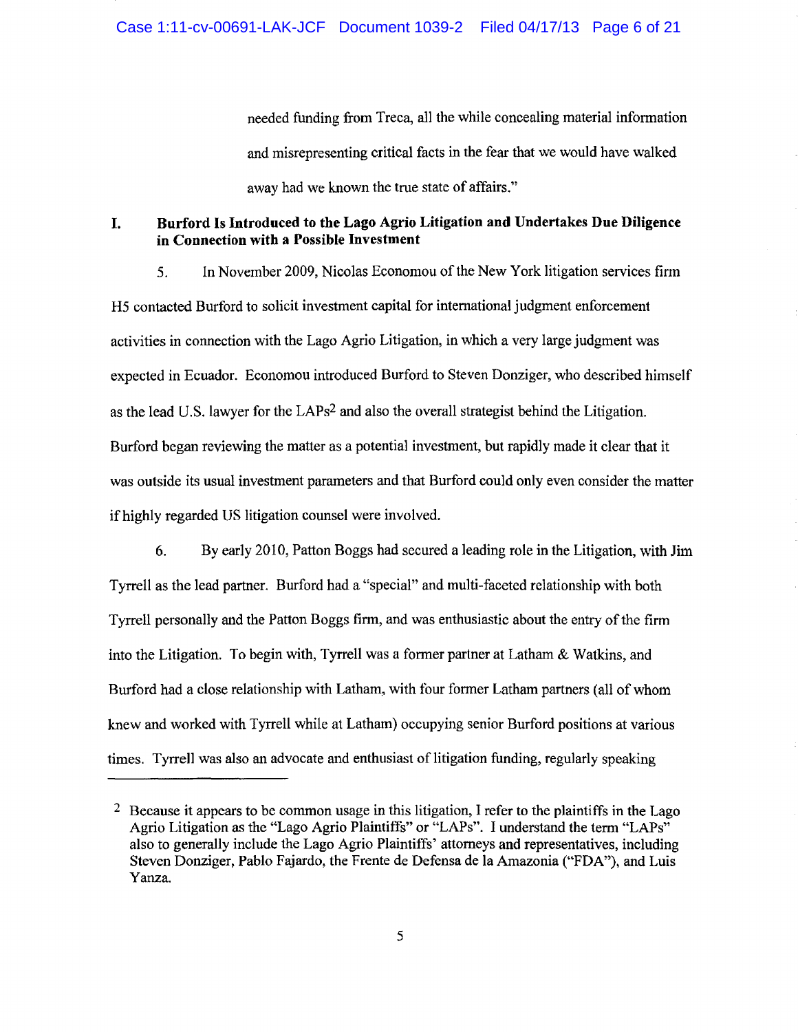needed funding from Treca, all the while concealing material information and misrepresenting critical facts in the fear that we would have walked away had we known the true state of affairs."

## I. Burford Is Introduced to the Lago Agrio Litigation and Undertakes Due Diligence in Connection with a Possible Investment

5. In November 2009, Nicolas Economou of the New York litigation services firm H5 contacted Burford to solicit investment capital for international judgment enforcement activities in connection with the Lago Agrio Litigation, in which a very large judgment was expected in Ecuador. Economou introduced Burford to Steven Donziger, who described himself as the lead U.S. lawyer for the LAPs[2] and also the overall strategist behind the Litigation. Burford began reviewing the matter as a potential investment, but rapidly made it clear that it was outside its usual investment parameters and that Burford could only even consider the matter if highly regarded US litigation counsel were involved.

6. By early 2010, Patton Boggs had secured a leading role in the Litigation, with Jim Tyrrell as the lead partner. Burford had a "special" and multi-faceted relationship with both Tyrrell personally and the Patton Boggs firm, and was enthusiastic about the entry of the firm into the Litigation. To begin with, Tyrrell was a former partner at Latham & Watkins, and Burford had a close relationship with Latham, with four former Latham partners (all of whom knew and worked with Tyrrell while at Latham) occupying senior Burford positions at various times. Tyrrell was also an advocate and enthusiast of litigation funding, regularly speaking

[2] Because it appears to be common usage in this litigation, I refer to the plaintiffs in the Lago Agrio Litigation as the "Lago Agrio Plaintiffs" or "LAPs". I understand the term "LAPs" also to generally include the Lago Agrio Plaintiffs' attorneys and representatives, including Steven Donziger, Pablo Fajardo, the Frente de Defensa de la Amazonia ("FDA"), and Luis Yanza.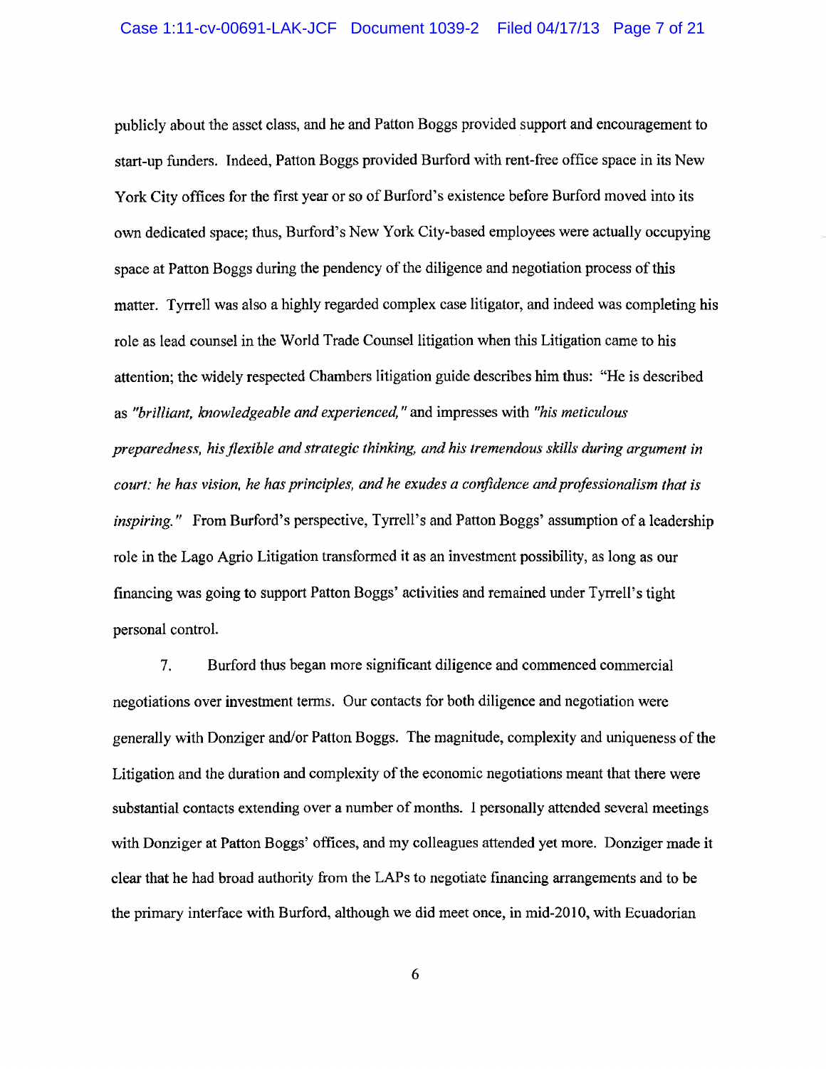publicly about the asset class, and he and Patton Boggs provided support and encouragement to start-up funders. Indeed, Patton Boggs provided Burford with rent-free office space in its New York City offices for the first year or so of Burford's existence before Burford moved into its own dedicated space; thus, Burford's New York City-based employees were actually occupying space at Patton Boggs during the pendency of the diligence and negotiation process of this matter. Tyrrell was also a highly regarded complex case litigator, and indeed was completing his role as lead counsel in the World Trade Counsel litigation when this Litigation came to his attention; the widely respected Chambers litigation guide describes him thus: "He is described as *"brilliant, knowledgeable and experienced,"* and impresses with *"his meticulous preparedness, his flexible and strategic thinking, and his tremendous skills during argument in court: he has vision, he has principles, and he exudes a confidence and professionalism that is inspiring."* From Burford's perspective, Tyrrell's and Patton Boggs' assumption of a leadership role in the Lago Agrio Litigation transformed it as an investment possibility, as long as our financing was going to support Patton Boggs' activities and remained under Tyrrell's tight personal control.

7. Burford thus began more significant diligence and commenced commercial negotiations over investment terms. Our contacts for both diligence and negotiation were generally with Donziger and/or Patton Boggs. The magnitude, complexity and uniqueness of the Litigation and the duration and complexity of the economic negotiations meant that there were substantial contacts extending over a number of months. I personally attended several meetings with Donziger at Patton Boggs' offices, and my colleagues attended yet more. Donziger made it clear that he had broad authority from the LAPs to negotiate financing arrangements and to be the primary interface with Burford, although we did meet once, in mid-2010, with Ecuadorian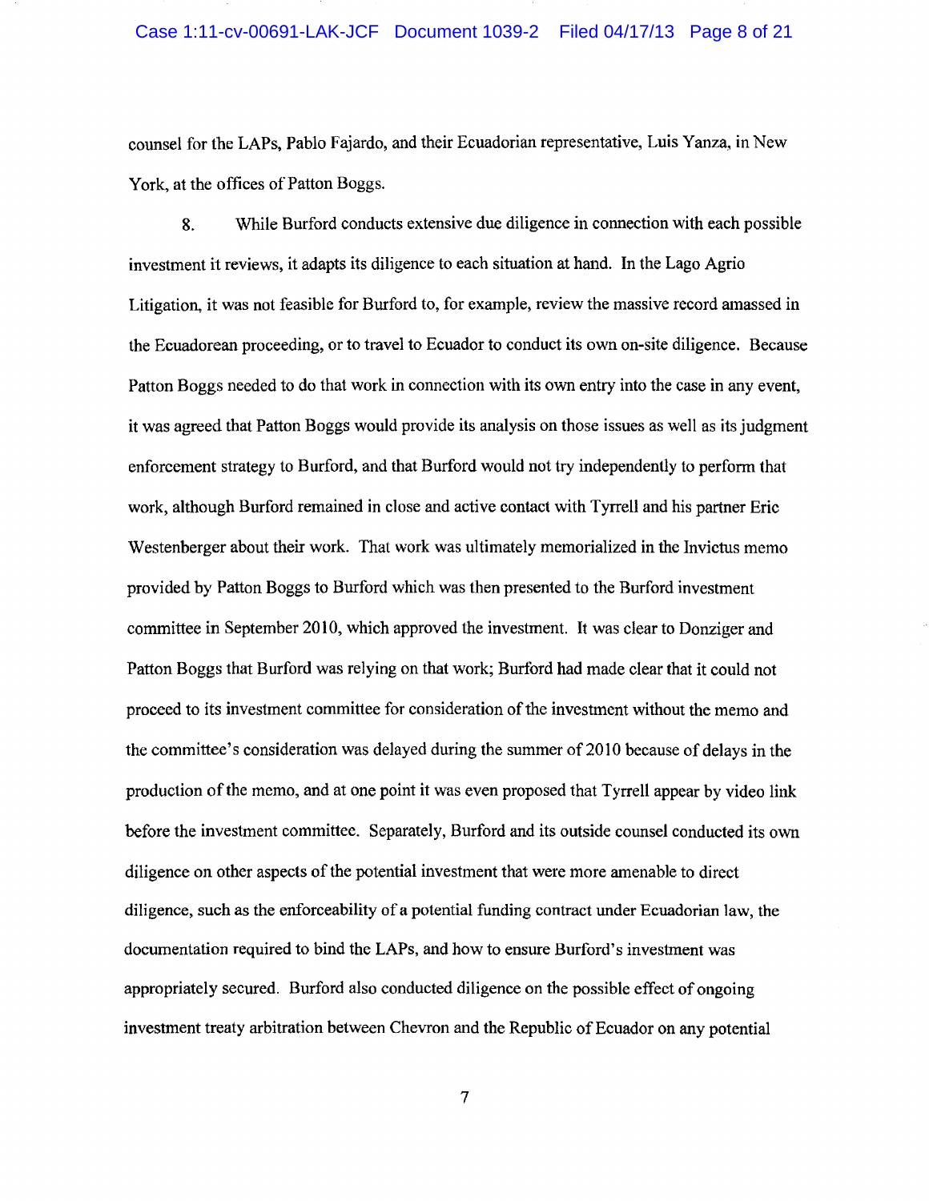counsel for the LAPs, Pablo Fajardo, and their Ecuadorian representative, Luis Yanza, in New York, at the offices of Patton Boggs.

8. While Burford conducts extensive due diligence in connection with each possible investment it reviews, it adapts its diligence to each situation at hand. In the Lago Agrio Litigation, it was not feasible for Burford to, for example, review the massive record amassed in the Ecuadorean proceeding, or to travel to Ecuador to conduct its own on-site diligence. Because Patton Boggs needed to do that work in connection with its own entry into the case in any event, it was agreed that Patton Boggs would provide its analysis on those issues as well as its judgment enforcement strategy to Burford, and that Burford would not try independently to perform that work, although Burford remained in close and active contact with Tyrrell and his partner Eric Westenberger about their work. That work was ultimately memorialized in the Invictus memo provided by Patton Boggs to Burford which was then presented to the Burford investment committee in September 2010, which approved the investment. It was clear to Donziger and Patton Boggs that Burford was relying on that work; Burford had made clear that it could not proceed to its investment committee for consideration of the investment without the memo and the committee's consideration was delayed during the summer of 2010 because of delays in the production of the memo, and at one point it was even proposed that Tyrrell appear by video link before the investment committee. Separately, Burford and its outside counsel conducted its own diligence on other aspects of the potential investment that were more amenable to direct diligence, such as the enforceability of a potential funding contract under Ecuadorian law, the documentation required to bind the LAPs, and how to ensure Burford's investment was appropriately secured. Burford also conducted diligence on the possible effect of ongoing investment treaty arbitration between Chevron and the Republic of Ecuador on any potential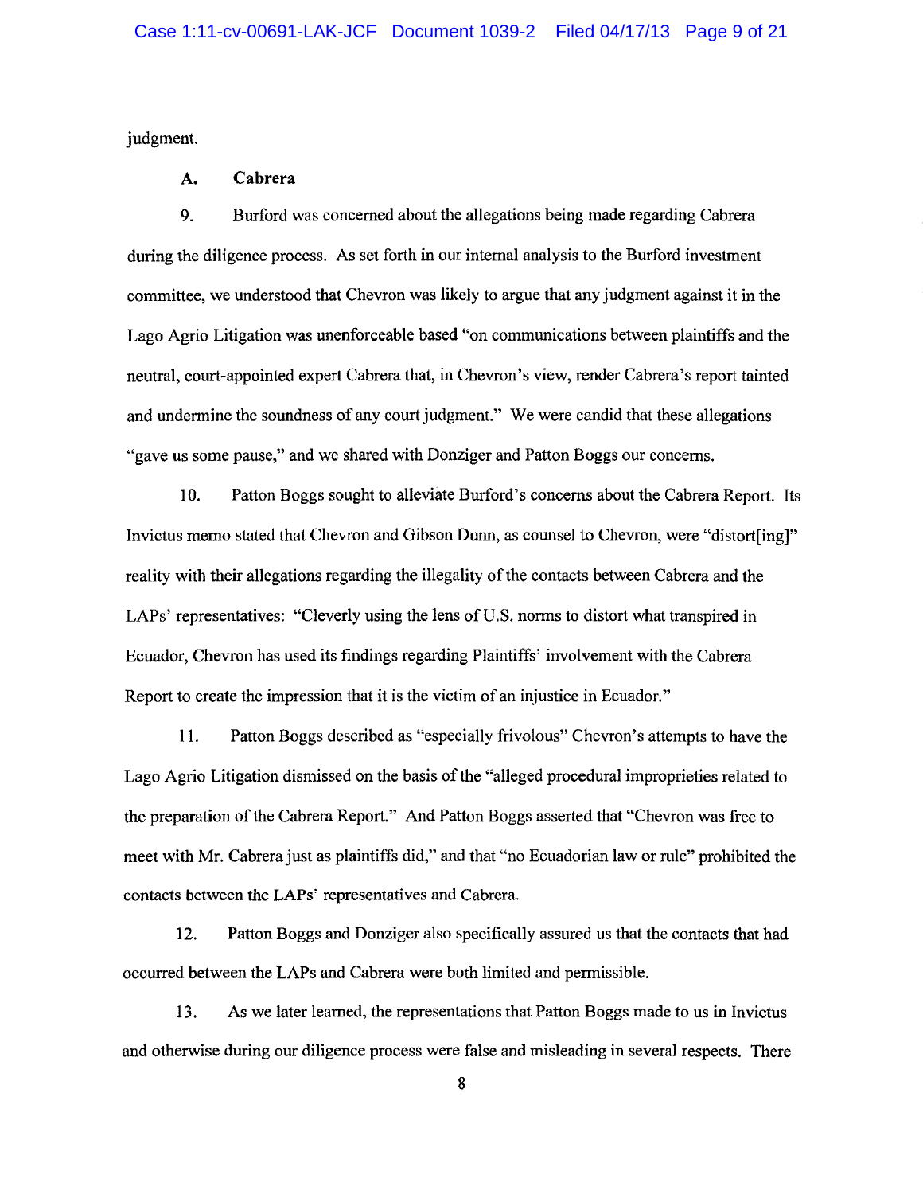judgment.

### A. Cabrera

9. Burford was concerned about the allegations being made regarding Cabrera during the diligence process. As set forth in our internal analysis to the Burford investment committee, we understood that Chevron was likely to argue that any judgment against it in the Lago Agrio Litigation was unenforceable based "on communications between plaintiffs and the neutral, court-appointed expert Cabrera that, in Chevron's view, render Cabrera's report tainted and undermine the soundness of any court judgment." We were candid that these allegations "gave us some pause," and we shared with Donziger and Patton Boggs our concerns.

10. Patton Boggs sought to alleviate Burford's concerns about the Cabrera Report. Its Invictus memo stated that Chevron and Gibson Dunn, as counsel to Chevron, were "distort[ing]" reality with their allegations regarding the illegality of the contacts between Cabrera and the LAPs' representatives: "Cleverly using the lens of U.S. norms to distort what transpired in Ecuador, Chevron has used its findings regarding Plaintiffs' involvement with the Cabrera Report to create the impression that it is the victim of an injustice in Ecuador."

11. Patton Boggs described as "especially frivolous" Chevron's attempts to have the Lago Agrio Litigation dismissed on the basis of the "alleged procedural improprieties related to the preparation of the Cabrera Report." And Patton Boggs asserted that "Chevron was free to meet with Mr. Cabrera just as plaintiffs did," and that "no Ecuadorian law or rule" prohibited the contacts between the LAPs' representatives and Cabrera.

12. Patton Boggs and Donziger also specifically assured us that the contacts that had occurred between the LAPs and Cabrera were both limited and permissible.

13. As we later learned, the representations that Patton Boggs made to us in Invictus and otherwise during our diligence process were false and misleading in several respects. There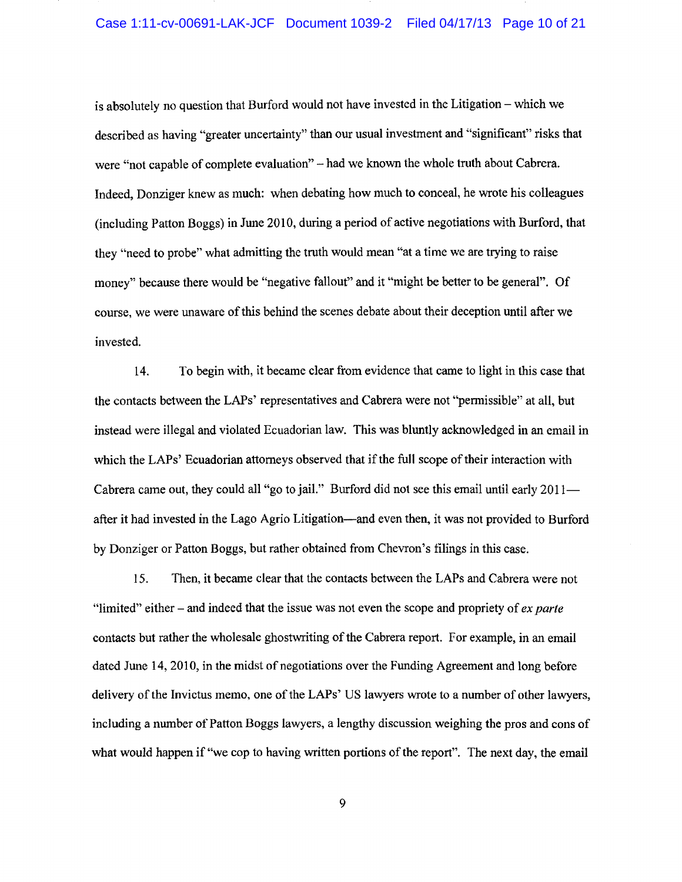is absolutely no question that Burford would not have invested in the Litigation – which we described as having "greater uncertainty" than our usual investment and "significant" risks that were "not capable of complete evaluation" – had we known the whole truth about Cabrera. Indeed, Donziger knew as much: when debating how much to conceal, he wrote his colleagues (including Patton Boggs) in June 2010, during a period of active negotiations with Burford, that they "need to probe" what admitting the truth would mean "at a time we are trying to raise money" because there would be "negative fallout" and it "might be better to be general". Of course, we were unaware of this behind the scenes debate about their deception until after we invested.

14. To begin with, it became clear from evidence that came to light in this case that the contacts between the LAPs' representatives and Cabrera were not "permissible" at all, but instead were illegal and violated Ecuadorian law. This was bluntly acknowledged in an email in which the LAPs' Ecuadorian attorneys observed that if the full scope of their interaction with Cabrera came out, they could all "go to jail." Burford did not see this email until early 2011—after it had invested in the Lago Agrio Litigation—and even then, it was not provided to Burford by Donziger or Patton Boggs, but rather obtained from Chevron's filings in this case.

15. Then, it became clear that the contacts between the LAPs and Cabrera were not "limited" either – and indeed that the issue was not even the scope and propriety of *ex parte* contacts but rather the wholesale ghostwriting of the Cabrera report. For example, in an email dated June 14, 2010, in the midst of negotiations over the Funding Agreement and long before delivery of the Invictus memo, one of the LAPs' US lawyers wrote to a number of other lawyers, including a number of Patton Boggs lawyers, a lengthy discussion weighing the pros and cons of what would happen if "we cop to having written portions of the report". The next day, the email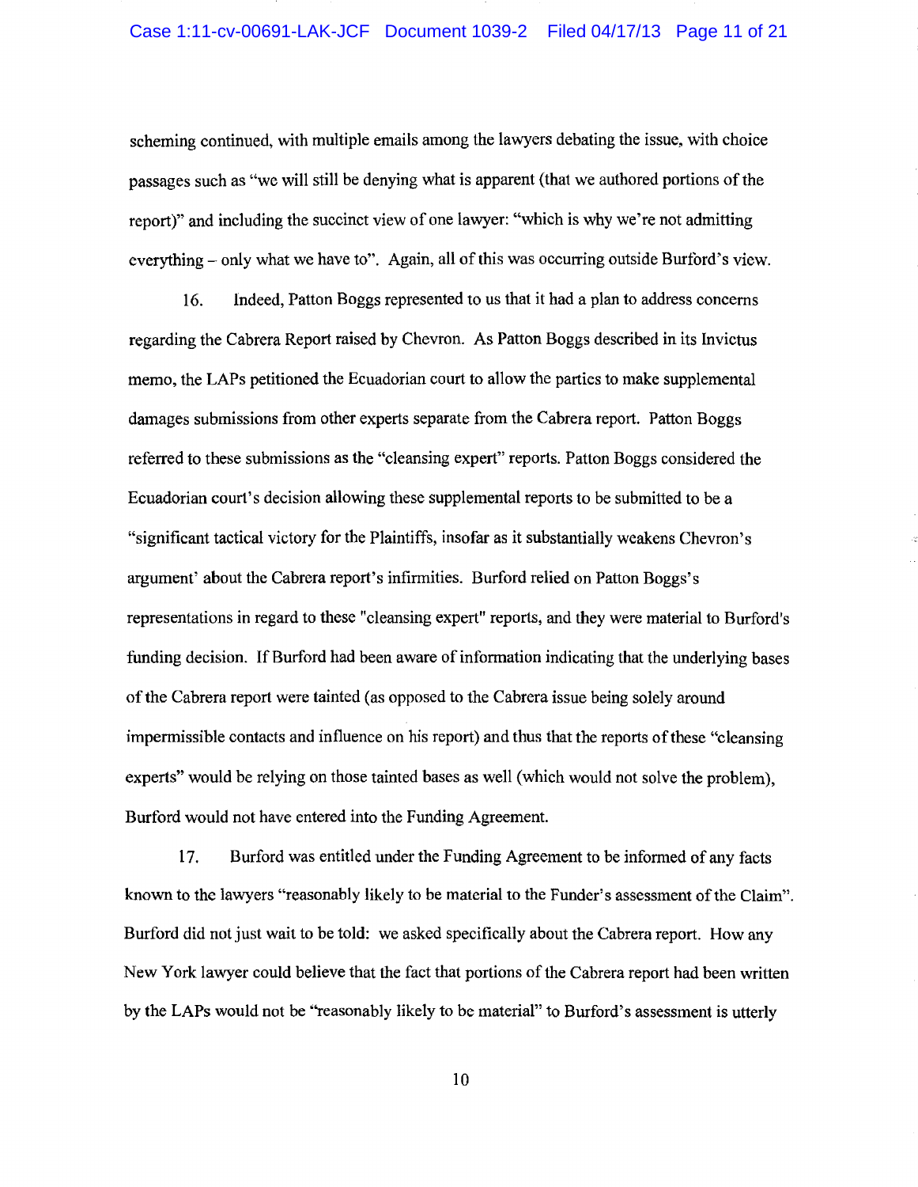scheming continued, with multiple emails among the lawyers debating the issue, with choice passages such as "we will still be denying what is apparent (that we authored portions of the report)" and including the succinct view of one lawyer: "which is why we're not admitting everything – only what we have to". Again, all of this was occurring outside Burford's view.

16. Indeed, Patton Boggs represented to us that it had a plan to address concerns regarding the Cabrera Report raised by Chevron. As Patton Boggs described in its Invictus memo, the LAPs petitioned the Ecuadorian court to allow the parties to make supplemental damages submissions from other experts separate from the Cabrera report. Patton Boggs referred to these submissions as the "cleansing expert" reports. Patton Boggs considered the Ecuadorian court's decision allowing these supplemental reports to be submitted to be a "significant tactical victory for the Plaintiffs, insofar as it substantially weakens Chevron's argument' about the Cabrera report's infirmities. Burford relied on Patton Boggs's representations in regard to these "cleansing expert" reports, and they were material to Burford's funding decision. If Burford had been aware of information indicating that the underlying bases of the Cabrera report were tainted (as opposed to the Cabrera issue being solely around impermissible contacts and influence on his report) and thus that the reports of these "cleansing experts" would be relying on those tainted bases as well (which would not solve the problem), Burford would not have entered into the Funding Agreement.

17. Burford was entitled under the Funding Agreement to be informed of any facts known to the lawyers "reasonably likely to be material to the Funder's assessment of the Claim". Burford did not just wait to be told: we asked specifically about the Cabrera report. How any New York lawyer could believe that the fact that portions of the Cabrera report had been written by the LAPs would not be "reasonably likely to be material" to Burford's assessment is utterly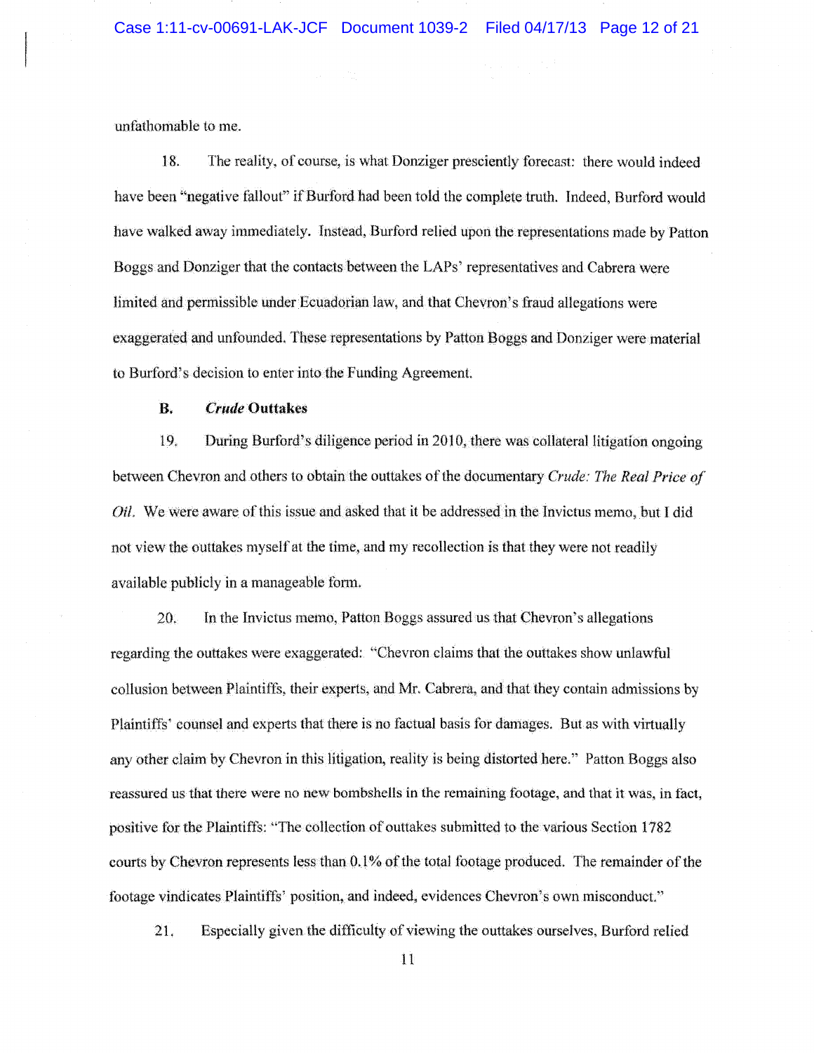unfathomable to me.

18. The reality, of course, is what Donziger presciently forecast: there would indeed have been "negative fallout" if Burford had been told the complete truth. Indeed, Burford would have walked away immediately. Instead, Burford relied upon the representations made by Patton Boggs and Donziger that the contacts between the LAPs' representatives and Cabrera were limited and permissible under Ecuadorian law, and that Chevron's fraud allegations were exaggerated and unfounded. These representations by Patton Boggs and Donziger were material to Burford's decision to enter into the Funding Agreement.

**B. *Crude* Outtakes**

19. During Burford's diligence period in 2010, there was collateral litigation ongoing between Chevron and others to obtain the outtakes of the documentary *Crude: The Real Price of Oil.* We were aware of this issue and asked that it be addressed in the Invictus memo, but I did not view the outtakes myself at the time, and my recollection is that they were not readily available publicly in a manageable form.

20. In the Invictus memo, Patton Boggs assured us that Chevron's allegations regarding the outtakes were exaggerated: "Chevron claims that the outtakes show unlawful collusion between Plaintiffs, their experts, and Mr. Cabrera, and that they contain admissions by Plaintiffs' counsel and experts that there is no factual basis for damages. But as with virtually any other claim by Chevron in this litigation, reality is being distorted here." Patton Boggs also reassured us that there were no new bombshells in the remaining footage, and that it was, in fact, positive for the Plaintiffs: "The collection of outtakes submitted to the various Section 1782 courts by Chevron represents less than 0.1% of the total footage produced. The remainder of the footage vindicates Plaintiffs' position, and indeed, evidences Chevron's own misconduct."

21. Especially given the difficulty of viewing the outtakes ourselves, Burford relied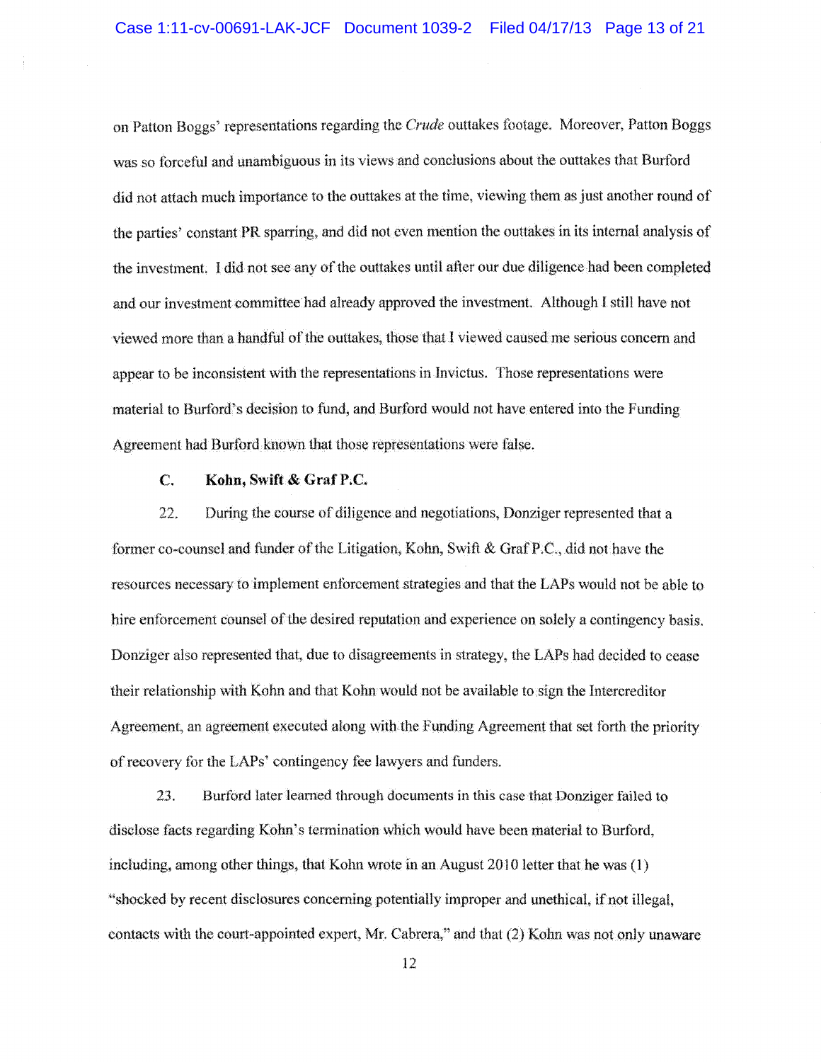on Patton Boggs' representations regarding the *Crude* outtakes footage. Moreover, Patton Boggs was so forceful and unambiguous in its views and conclusions about the outtakes that Burford did not attach much importance to the outtakes at the time, viewing them as just another round of the parties' constant PR sparring, and did not even mention the outtakes in its internal analysis of the investment. I did not see any of the outtakes until after our due diligence had been completed and our investment committee had already approved the investment. Although I still have not viewed more than a handful of the outtakes, those that I viewed caused me serious concern and appear to be inconsistent with the representations in Invictus. Those representations were material to Burford's decision to fund, and Burford would not have entered into the Funding Agreement had Burford known that those representations were false.

**C. Kohn, Swift & Graf P.C.**

22. During the course of diligence and negotiations, Donziger represented that a former co-counsel and funder of the Litigation, Kohn, Swift & Graf P.C., did not have the resources necessary to implement enforcement strategies and that the LAPs would not be able to hire enforcement counsel of the desired reputation and experience on solely a contingency basis. Donziger also represented that, due to disagreements in strategy, the LAPs had decided to cease their relationship with Kohn and that Kohn would not be available to sign the Intercreditor Agreement, an agreement executed along with the Funding Agreement that set forth the priority of recovery for the LAPs' contingency fee lawyers and funders.

23. Burford later learned through documents in this case that Donziger failed to disclose facts regarding Kohn's termination which would have been material to Burford, including, among other things, that Kohn wrote in an August 2010 letter that he was (1) "shocked by recent disclosures concerning potentially improper and unethical, if not illegal, contacts with the court-appointed expert, Mr. Cabrera," and that (2) Kohn was not only unaware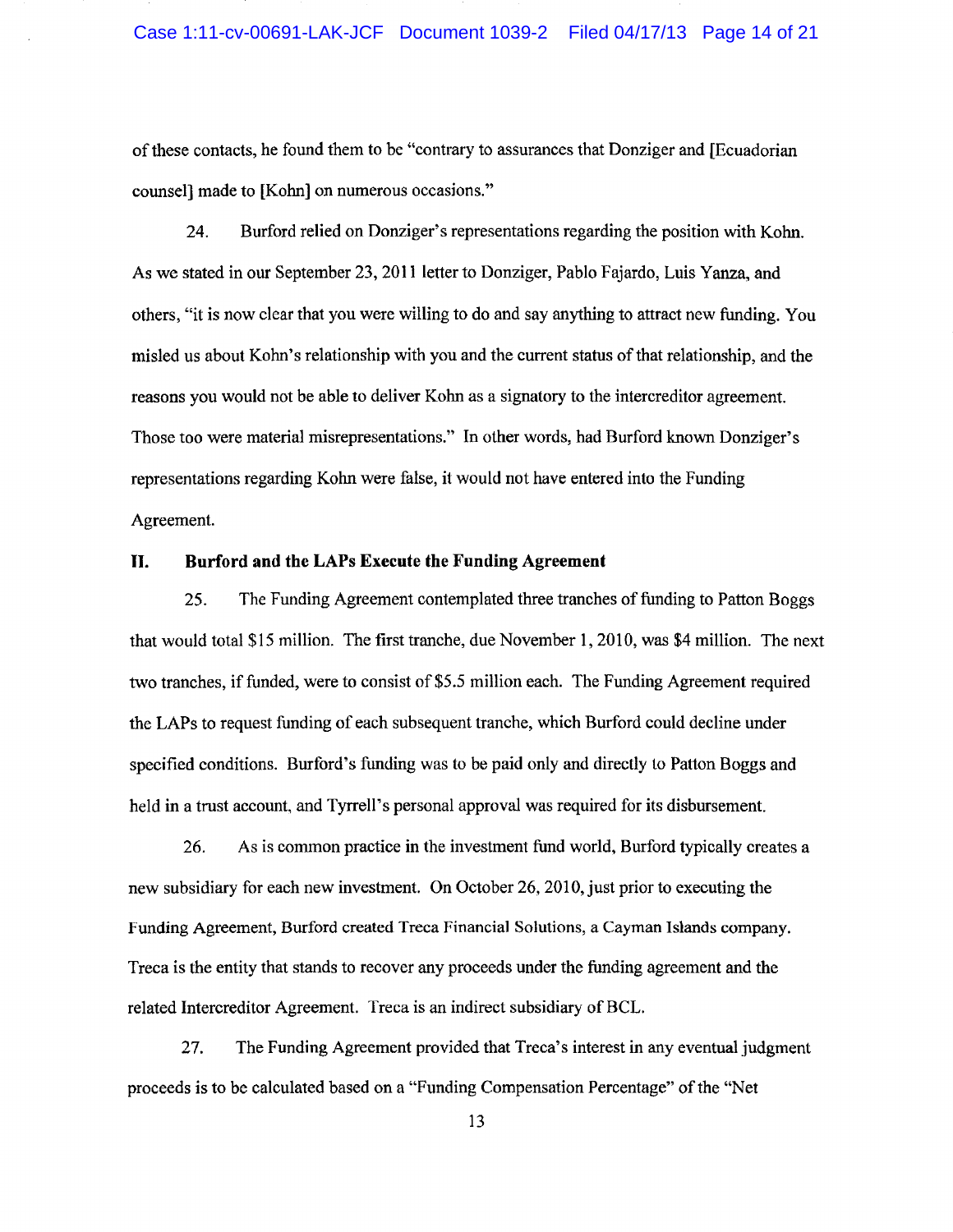of these contacts, he found them to be "contrary to assurances that Donziger and [Ecuadorian counsel] made to [Kohn] on numerous occasions."

24. Burford relied on Donziger's representations regarding the position with Kohn. As we stated in our September 23, 2011 letter to Donziger, Pablo Fajardo, Luis Yanza, and others, "it is now clear that you were willing to do and say anything to attract new funding. You misled us about Kohn's relationship with you and the current status of that relationship, and the reasons you would not be able to deliver Kohn as a signatory to the intercreditor agreement. Those too were material misrepresentations." In other words, had Burford known Donziger's representations regarding Kohn were false, it would not have entered into the Funding Agreement.

## II. Burford and the LAPs Execute the Funding Agreement

25. The Funding Agreement contemplated three tranches of funding to Patton Boggs that would total $15 million. The first tranche, due November 1, 2010, was $4 million. The next two tranches, if funded, were to consist of $5.5 million each. The Funding Agreement required the LAPs to request funding of each subsequent tranche, which Burford could decline under specified conditions. Burford's funding was to be paid only and directly to Patton Boggs and held in a trust account, and Tyrrell's personal approval was required for its disbursement.

26. As is common practice in the investment fund world, Burford typically creates a new subsidiary for each new investment. On October 26, 2010, just prior to executing the Funding Agreement, Burford created Treca Financial Solutions, a Cayman Islands company. Treca is the entity that stands to recover any proceeds under the funding agreement and the related Intercreditor Agreement. Treca is an indirect subsidiary of BCL.

27. The Funding Agreement provided that Treca's interest in any eventual judgment proceeds is to be calculated based on a "Funding Compensation Percentage" of the "Net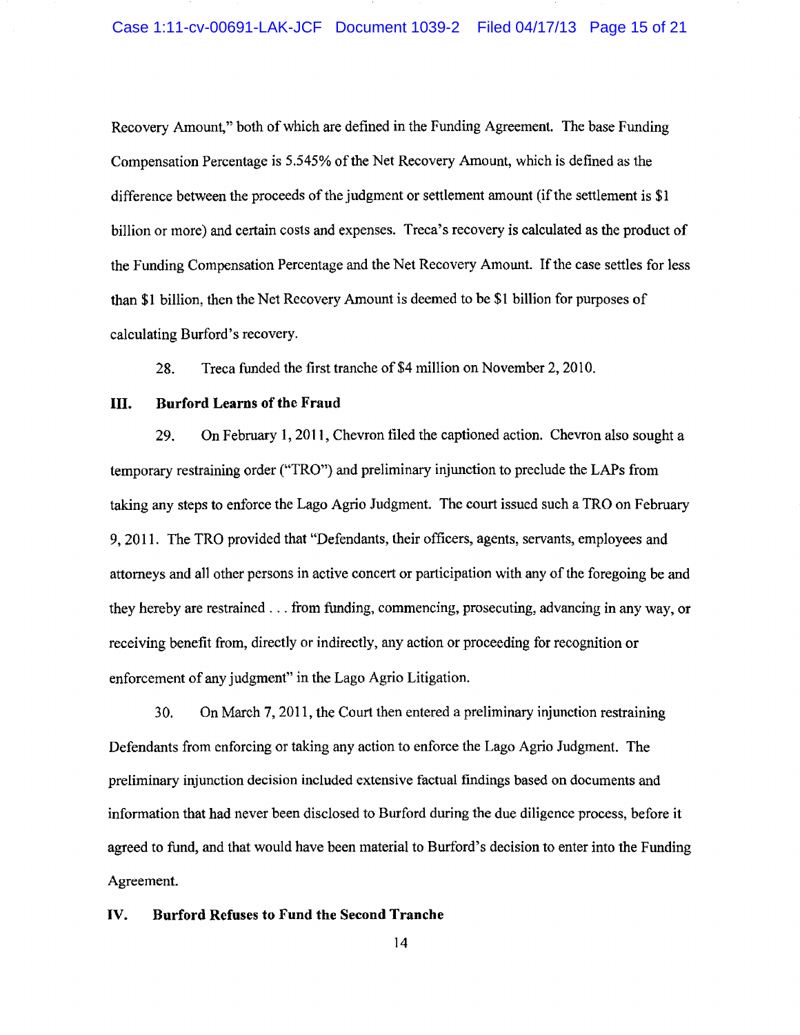Recovery Amount," both of which are defined in the Funding Agreement. The base Funding Compensation Percentage is 5.545% of the Net Recovery Amount, which is defined as the difference between the proceeds of the judgment or settlement amount (if the settlement is $1 billion or more) and certain costs and expenses. Treca's recovery is calculated as the product of the Funding Compensation Percentage and the Net Recovery Amount. If the case settles for less than $1 billion, then the Net Recovery Amount is deemed to be $1 billion for purposes of calculating Burford's recovery.

28. Treca funded the first tranche of $4 million on November 2, 2010.

## III. Burford Learns of the Fraud

29. On February 1, 2011, Chevron filed the captioned action. Chevron also sought a temporary restraining order ("TRO") and preliminary injunction to preclude the LAPs from taking any steps to enforce the Lago Agrio Judgment. The court issued such a TRO on February 9, 2011. The TRO provided that "Defendants, their officers, agents, servants, employees and attorneys and all other persons in active concert or participation with any of the foregoing be and they hereby are restrained . . . from funding, commencing, prosecuting, advancing in any way, or receiving benefit from, directly or indirectly, any action or proceeding for recognition or enforcement of any judgment" in the Lago Agrio Litigation.

30. On March 7, 2011, the Court then entered a preliminary injunction restraining Defendants from enforcing or taking any action to enforce the Lago Agrio Judgment. The preliminary injunction decision included extensive factual findings based on documents and information that had never been disclosed to Burford during the due diligence process, before it agreed to fund, and that would have been material to Burford's decision to enter into the Funding Agreement.

## IV. Burford Refuses to Fund the Second Tranche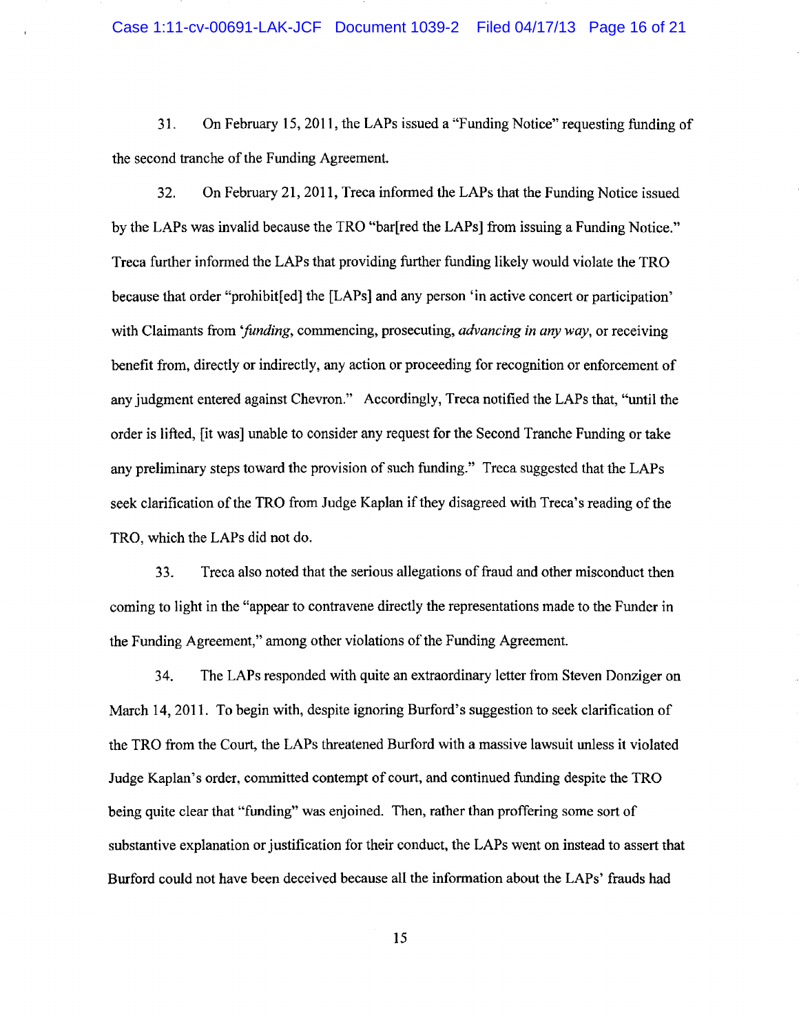31. On February 15, 2011, the LAPs issued a "Funding Notice" requesting funding of the second tranche of the Funding Agreement.

32. On February 21, 2011, Treca informed the LAPs that the Funding Notice issued by the LAPs was invalid because the TRO "bar[red the LAPs] from issuing a Funding Notice." Treca further informed the LAPs that providing further funding likely would violate the TRO because that order "prohibit[ed] the [LAPs] and any person 'in active concert or participation' with Claimants from '*funding*, commencing, prosecuting, *advancing in any way*, or receiving benefit from, directly or indirectly, any action or proceeding for recognition or enforcement of any judgment entered against Chevron." Accordingly, Treca notified the LAPs that, "until the order is lifted, [it was] unable to consider any request for the Second Tranche Funding or take any preliminary steps toward the provision of such funding." Treca suggested that the LAPs seek clarification of the TRO from Judge Kaplan if they disagreed with Treca's reading of the TRO, which the LAPs did not do.

33. Treca also noted that the serious allegations of fraud and other misconduct then coming to light in the "appear to contravene directly the representations made to the Funder in the Funding Agreement," among other violations of the Funding Agreement.

34. The LAPs responded with quite an extraordinary letter from Steven Donziger on March 14, 2011. To begin with, despite ignoring Burford's suggestion to seek clarification of the TRO from the Court, the LAPs threatened Burford with a massive lawsuit unless it violated Judge Kaplan's order, committed contempt of court, and continued funding despite the TRO being quite clear that "funding" was enjoined. Then, rather than proffering some sort of substantive explanation or justification for their conduct, the LAPs went on instead to assert that Burford could not have been deceived because all the information about the LAPs' frauds had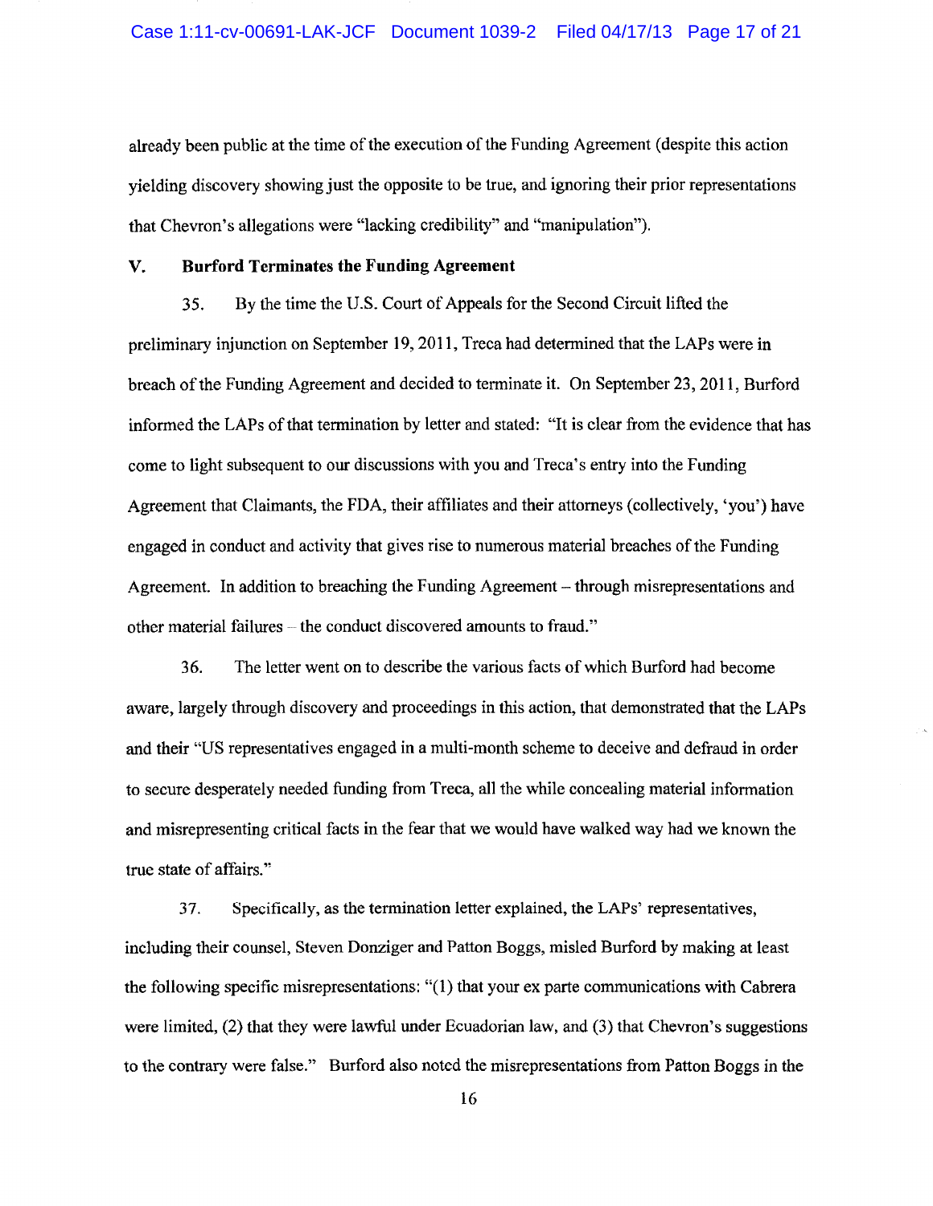already been public at the time of the execution of the Funding Agreement (despite this action yielding discovery showing just the opposite to be true, and ignoring their prior representations that Chevron's allegations were "lacking credibility" and "manipulation").

## V. Burford Terminates the Funding Agreement

35. By the time the U.S. Court of Appeals for the Second Circuit lifted the preliminary injunction on September 19, 2011, Treca had determined that the LAPs were in breach of the Funding Agreement and decided to terminate it. On September 23, 2011, Burford informed the LAPs of that termination by letter and stated: "It is clear from the evidence that has come to light subsequent to our discussions with you and Treca's entry into the Funding Agreement that Claimants, the FDA, their affiliates and their attorneys (collectively, 'you') have engaged in conduct and activity that gives rise to numerous material breaches of the Funding Agreement. In addition to breaching the Funding Agreement – through misrepresentations and other material failures – the conduct discovered amounts to fraud."

36. The letter went on to describe the various facts of which Burford had become aware, largely through discovery and proceedings in this action, that demonstrated that the LAPs and their "US representatives engaged in a multi-month scheme to deceive and defraud in order to secure desperately needed funding from Treca, all the while concealing material information and misrepresenting critical facts in the fear that we would have walked way had we known the true state of affairs."

37. Specifically, as the termination letter explained, the LAPs' representatives, including their counsel, Steven Donziger and Patton Boggs, misled Burford by making at least the following specific misrepresentations: "(1) that your ex parte communications with Cabrera were limited, (2) that they were lawful under Ecuadorian law, and (3) that Chevron's suggestions to the contrary were false." Burford also noted the misrepresentations from Patton Boggs in the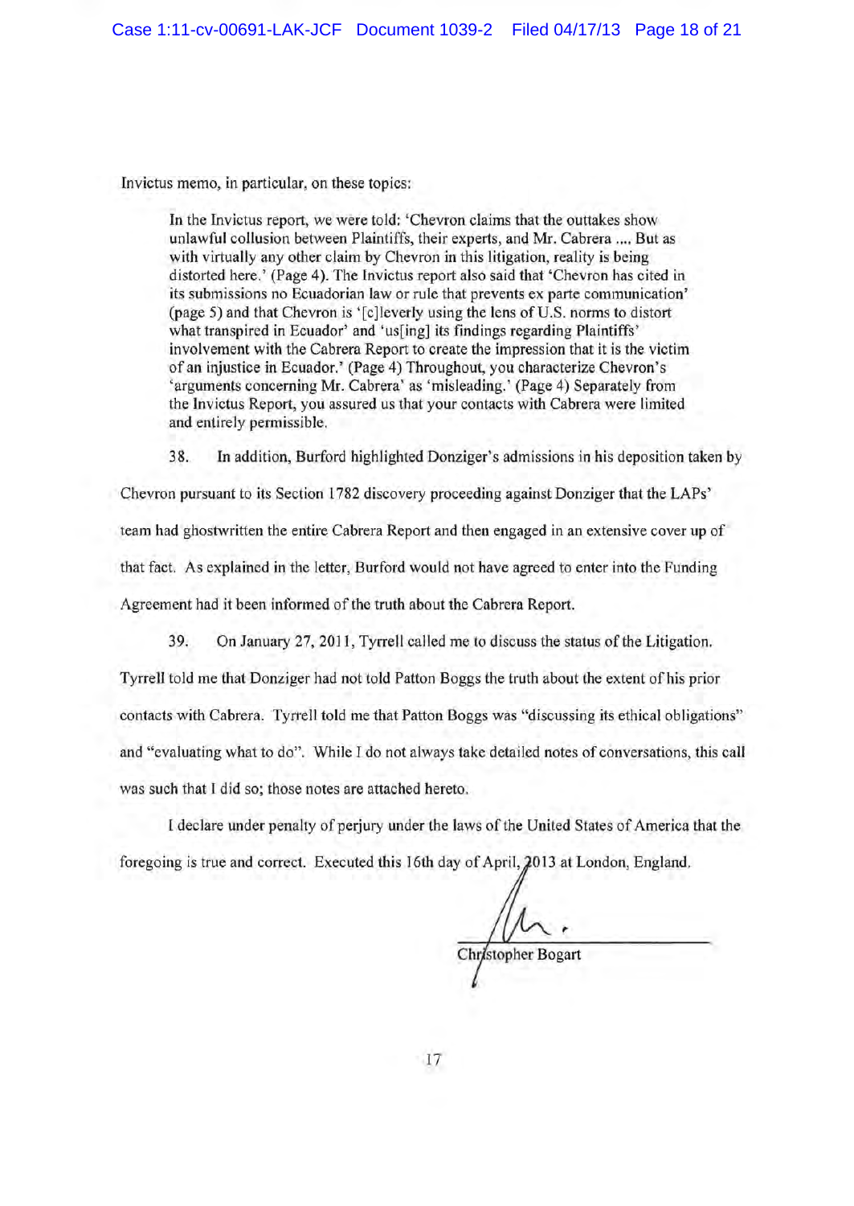Invictus memo, in particular, on these topics:

> In the Invictus report, we were told: 'Chevron claims that the outtakes show unlawful collusion between Plaintiffs, their experts, and Mr. Cabrera .... But as with virtually any other claim by Chevron in this litigation, reality is being distorted here.' (Page 4). The Invictus report also said that 'Chevron has cited in its submissions no Ecuadorian law or rule that prevents ex parte communication' (page 5) and that Chevron is '[c]leverly using the lens of U.S. norms to distort what transpired in Ecuador' and 'us[ing] its findings regarding Plaintiffs' involvement with the Cabrera Report to create the impression that it is the victim of an injustice in Ecuador.' (Page 4) Throughout, you characterize Chevron's 'arguments concerning Mr. Cabrera' as 'misleading.' (Page 4) Separately from the Invictus Report, you assured us that your contacts with Cabrera were limited and entirely permissible.

38. In addition, Burford highlighted Donziger's admissions in his deposition taken by Chevron pursuant to its Section 1782 discovery proceeding against Donziger that the LAPs' team had ghostwritten the entire Cabrera Report and then engaged in an extensive cover up of that fact. As explained in the letter, Burford would not have agreed to enter into the Funding Agreement had it been informed of the truth about the Cabrera Report.

39. On January 27, 2011, Tyrrell called me to discuss the status of the Litigation. Tyrrell told me that Donziger had not told Patton Boggs the truth about the extent of his prior contacts with Cabrera. Tyrrell told me that Patton Boggs was "discussing its ethical obligations" and "evaluating what to do". While I do not always take detailed notes of conversations, this call was such that I did so; those notes are attached hereto.

I declare under penalty of perjury under the laws of the United States of America that the foregoing is true and correct. Executed this 16th day of April, 2013 at London, England.

Christopher Bogart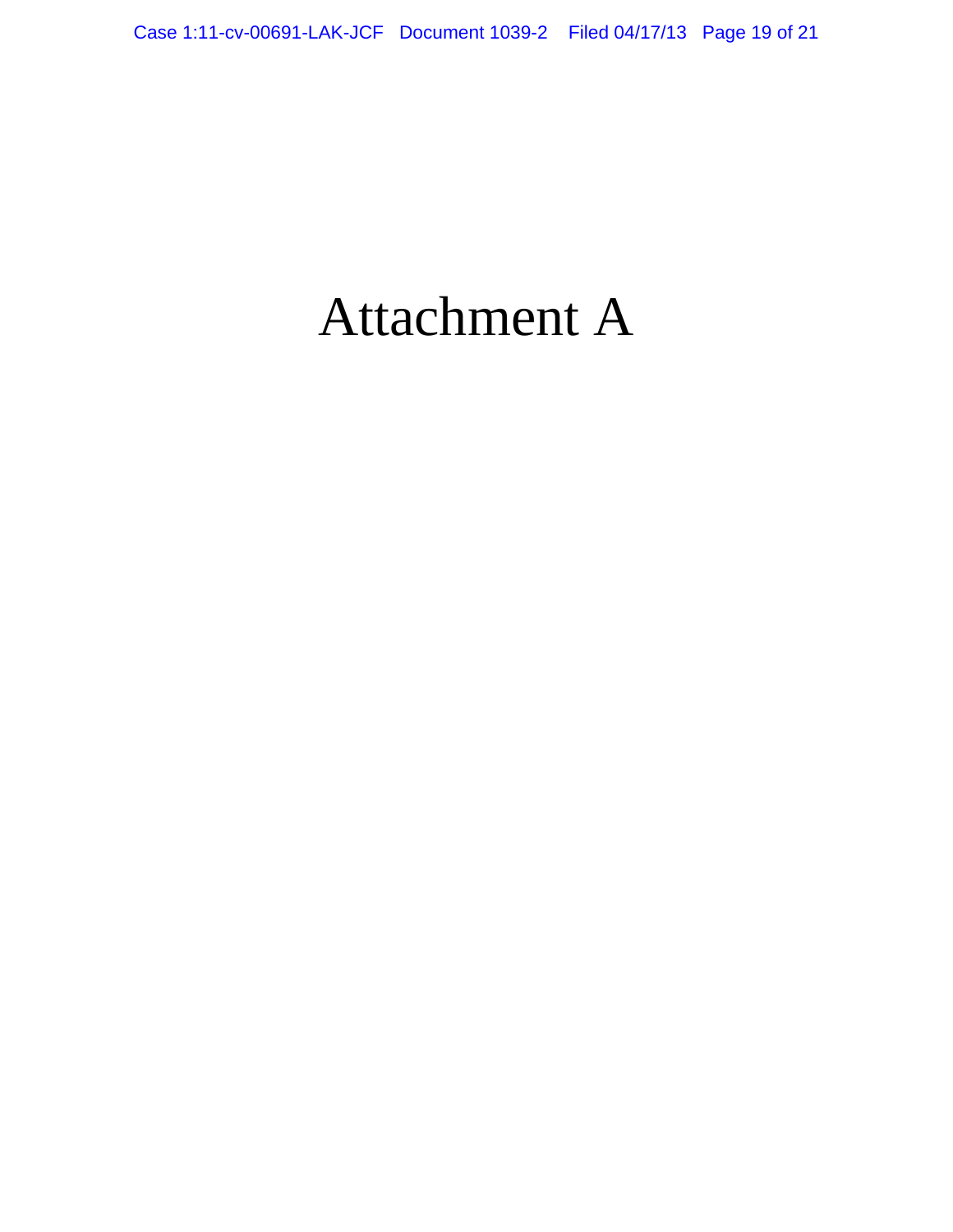# Attachment A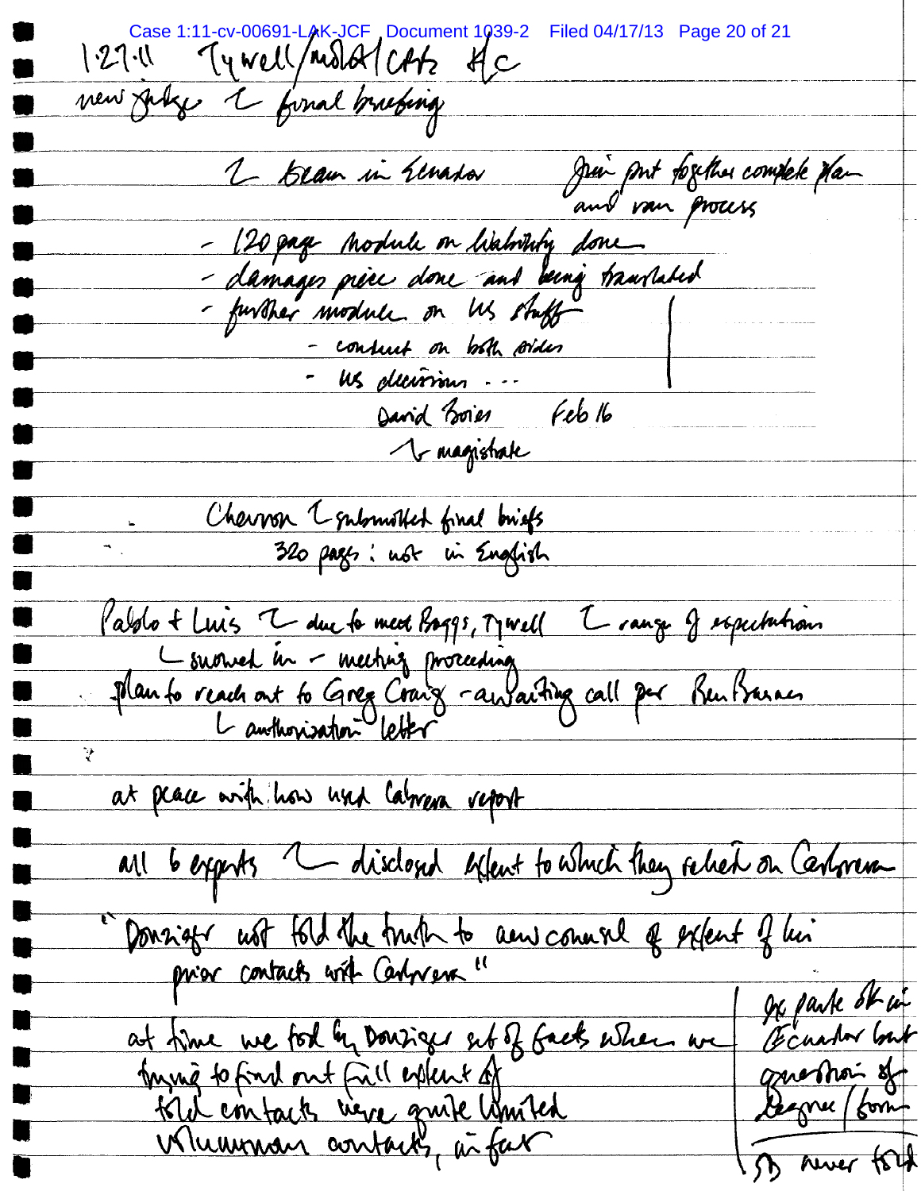1.27.11 Tywell/MSLA/CPTs &c

new judge → final briefing

→ team in Ecuador — Juan put together complete plan and ran process

- 120 page module on liability done
- damages piece done and being translated
- further module on US stuff
  - conduct on both sides
  - US decisions ...

David Boies Feb 16

→ magistrate

Chevron → submitted final briefs

320 pages: not in English

Pablo + Luis → due to meet Boggs, Tywell → range of expectations

→ snowed in - meeting proceeding

plan to reach out to Greg Craig - awaiting call per Ben Barnes

→ authorization letter

at peace with how used Cabrera report

all 6 experts → disclosed extent to which they relied on Cabrera

"Donziger not told the truth to new counsel of extent of his prior contacts with Cabrera"

at time we told by Donziger set of facts when we trying to find out full extent of told contacts were quite limited
voluminous contacts, in fact

ex parte ok in Ecuador but question of degree/form

SD never told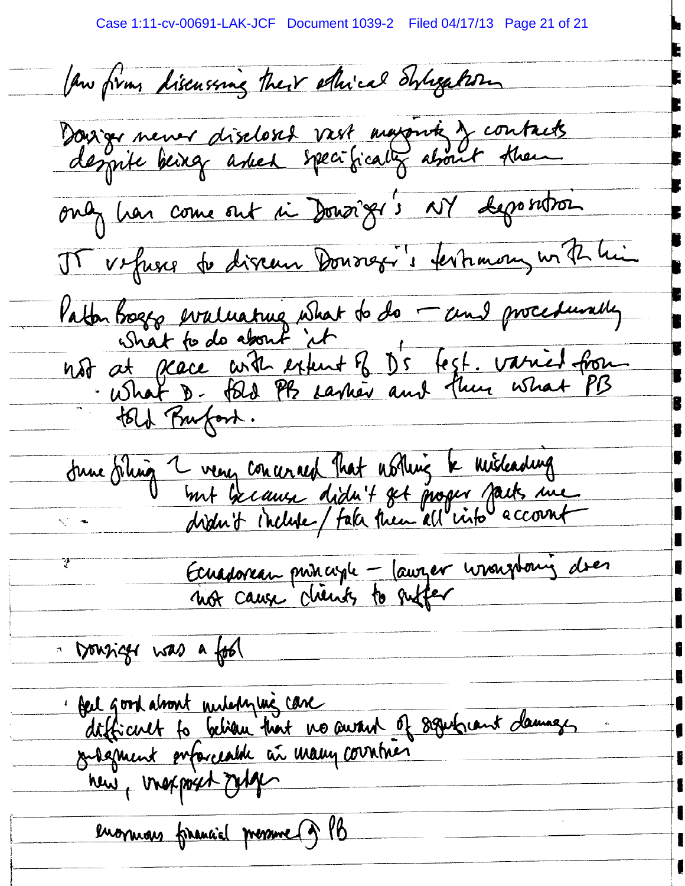law firms discussing their ethical obligations

Donziger never disclosed vast majority of contacts despite being asked specifically about them

only has come out in Donziger's NY deposition

JT refuses to discuss Donziger's testimony with him

Patton Boggs evaluating what to do – and procedurally what to do about it

not at peace with extent of D's test. varied from what D. told PB earlier and then what PB told Burford.

June filing – very concerned that nothing be misleading but because didn't get proper facts we didn't include/take them all into account

Ecuadorean principle – lawyer wrongdoing does not cause clients to suffer

- Donziger was a fool

- feel good about underlying case
difficult to believe that no award of significant damages
judgment enforceable in many countries
new, unexposed judge

enormous financial pressure @ PB